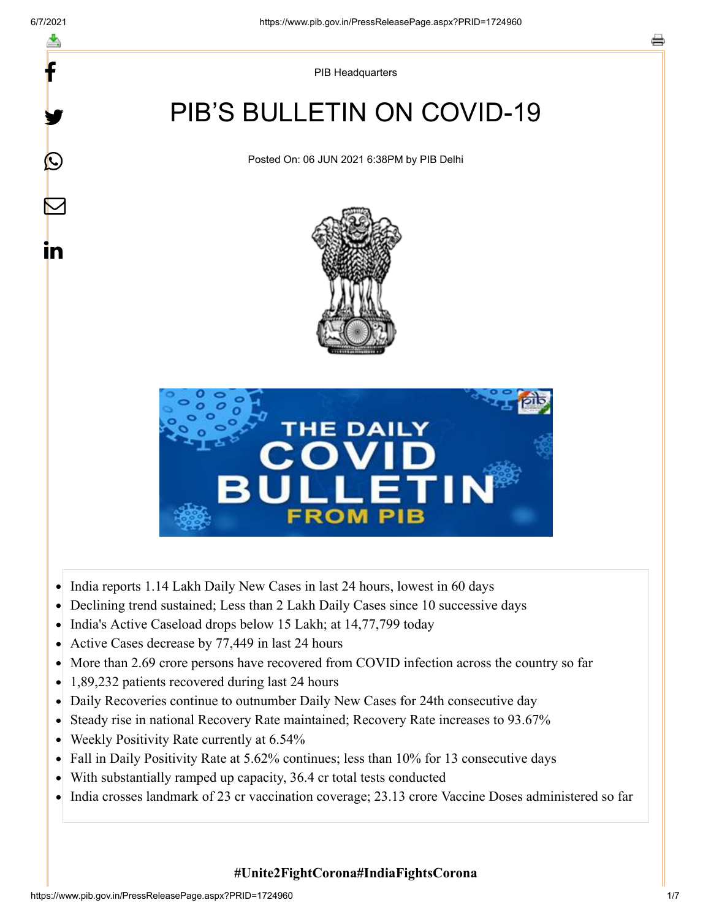PIB Headquarters

# PIB'S BULLETIN ON COVID-19

Posted On: 06 JUN 2021 6:38PM by PIB Delhi

- India reports 1.14 Lakh Daily New Cases in last 24 hours, lowest in 60 days
- Declining trend sustained; Less than 2 Lakh Daily Cases since 10 successive days
- India's Active Caseload drops below 15 Lakh; at 14,77,799 today
- Active Cases decrease by 77,449 in last 24 hours
- More than 2.69 crore persons have recovered from COVID infection across the country so far
- 1,89,232 patients recovered during last 24 hours
- Daily Recoveries continue to outnumber Daily New Cases for 24th consecutive day
- Steady rise in national Recovery Rate maintained; Recovery Rate increases to 93.67%
- Weekly Positivity Rate currently at 6.54%
- Fall in Daily Positivity Rate at 5.62% continues; less than 10% for 13 consecutive days
- With substantially ramped up capacity, 36.4 cr total tests conducted
- India crosses landmark of 23 cr vaccination coverage; 23.13 crore Vaccine Doses administered so far

**#Unite2FightCorona#IndiaFightsCorona**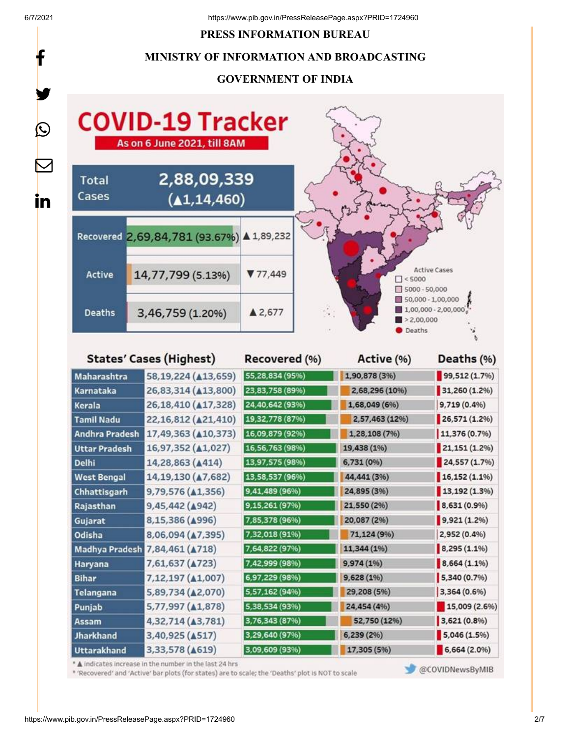**PRESS INFORMATION BUREAU**

**MINISTRY OF INFORMATION AND BROADCASTING**

**GOVERNMENT OF INDIA**

# COVID-19 Tracker

As on 6 June 2021, till 8AM

| | | |
|---|---|---|
| Total Cases | 2,88,09,339 (▲1,14,460) | |
| Recovered | 2,69,84,781 (93.67%) | ▲1,89,232 |
| Active | 14,77,799 (5.13%) | ▼77,449 |
| Deaths | 3,46,759 (1.20%) | ▲2,677 |

Active Cases
- < 5000
- 5000 - 50,000
- 50,000 - 1,00,000
- 1,00,000 - 2,00,000
- > 2,00,000
- Deaths

| States' Cases (Highest) | | Recovered (%) | Active (%) | Deaths (%) |
|---|---|---|---|---|
| Maharashtra | 58,19,224 (▲13,659) | 55,28,834 (95%) | 1,90,878 (3%) | 99,512 (1.7%) |
| Karnataka | 26,83,314 (▲13,800) | 23,83,758 (89%) | 2,68,296 (10%) | 31,260 (1.2%) |
| Kerala | 26,18,410 (▲17,328) | 24,40,642 (93%) | 1,68,049 (6%) | 9,719 (0.4%) |
| Tamil Nadu | 22,16,812 (▲21,410) | 19,32,778 (87%) | 2,57,463 (12%) | 26,571 (1.2%) |
| Andhra Pradesh | 17,49,363 (▲10,373) | 16,09,879 (92%) | 1,28,108 (7%) | 11,376 (0.7%) |
| Uttar Pradesh | 16,97,352 (▲1,027) | 16,56,763 (98%) | 19,438 (1%) | 21,151 (1.2%) |
| Delhi | 14,28,863 (▲414) | 13,97,575 (98%) | 6,731 (0%) | 24,557 (1.7%) |
| West Bengal | 14,19,130 (▲7,682) | 13,58,537 (96%) | 44,441 (3%) | 16,152 (1.1%) |
| Chhattisgarh | 9,79,576 (▲1,356) | 9,41,489 (96%) | 24,895 (3%) | 13,192 (1.3%) |
| Rajasthan | 9,45,442 (▲942) | 9,15,261 (97%) | 21,550 (2%) | 8,631 (0.9%) |
| Gujarat | 8,15,386 (▲996) | 7,85,378 (96%) | 20,087 (2%) | 9,921 (1.2%) |
| Odisha | 8,06,094 (▲7,395) | 7,32,018 (91%) | 71,124 (9%) | 2,952 (0.4%) |
| Madhya Pradesh | 7,84,461 (▲718) | 7,64,822 (97%) | 11,344 (1%) | 8,295 (1.1%) |
| Haryana | 7,61,637 (▲723) | 7,42,999 (98%) | 9,974 (1%) | 8,664 (1.1%) |
| Bihar | 7,12,197 (▲1,007) | 6,97,229 (98%) | 9,628 (1%) | 5,340 (0.7%) |
| Telangana | 5,89,734 (▲2,070) | 5,57,162 (94%) | 29,208 (5%) | 3,364 (0.6%) |
| Punjab | 5,77,997 (▲1,878) | 5,38,534 (93%) | 24,454 (4%) | 15,009 (2.6%) |
| Assam | 4,32,714 (▲3,781) | 3,76,343 (87%) | 52,750 (12%) | 3,621 (0.8%) |
| Jharkhand | 3,40,925 (▲517) | 3,29,640 (97%) | 6,239 (2%) | 5,046 (1.5%) |
| Uttarakhand | 3,33,578 (▲619) | 3,09,609 (93%) | 17,305 (5%) | 6,664 (2.0%) |

* ▲ indicates increase in the number in the last 24 hrs
* 'Recovered' and 'Active' bar plots (for states) are to scale; the 'Deaths' plot is NOT to scale

@COVIDNewsByMIB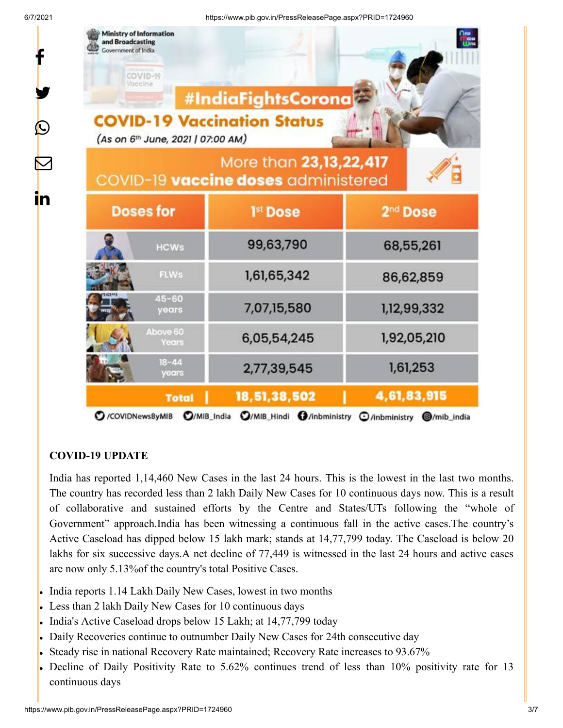Ministry of Information and Broadcasting
Government of India

#IndiaFightsCorona

**COVID-19 Vaccination Status**

(As on 6th June, 2021 | 07:00 AM)

More than **23,13,22,417** COVID-19 **vaccine doses** administered

| Doses for | 1st Dose | 2nd Dose |
|---|---|---|
| HCWs | 99,63,790 | 68,55,261 |
| FLWs | 1,61,65,342 | 86,62,859 |
| 45-60 years | 7,07,15,580 | 1,12,99,332 |
| Above 60 Years | 6,05,54,245 | 1,92,05,210 |
| 18-44 years | 2,77,39,545 | 1,61,253 |
| **Total** | **18,51,38,502** | **4,61,83,915** |

/COVIDNewsByMIB /MIB_India /MIB_Hindi /inbministry /inbministry /mib_india

**COVID-19 UPDATE**

India has reported 1,14,460 New Cases in the last 24 hours. This is the lowest in the last two months. The country has recorded less than 2 lakh Daily New Cases for 10 continuous days now. This is a result of collaborative and sustained efforts by the Centre and States/UTs following the "whole of Government" approach.India has been witnessing a continuous fall in the active cases.The country's Active Caseload has dipped below 15 lakh mark; stands at 14,77,799 today. The Caseload is below 20 lakhs for six successive days.A net decline of 77,449 is witnessed in the last 24 hours and active cases are now only 5.13%of the country's total Positive Cases.

- India reports 1.14 Lakh Daily New Cases, lowest in two months
- Less than 2 lakh Daily New Cases for 10 continuous days
- India's Active Caseload drops below 15 Lakh; at 14,77,799 today
- Daily Recoveries continue to outnumber Daily New Cases for 24th consecutive day
- Steady rise in national Recovery Rate maintained; Recovery Rate increases to 93.67%
- Decline of Daily Positivity Rate to 5.62% continues trend of less than 10% positivity rate for 13 continuous days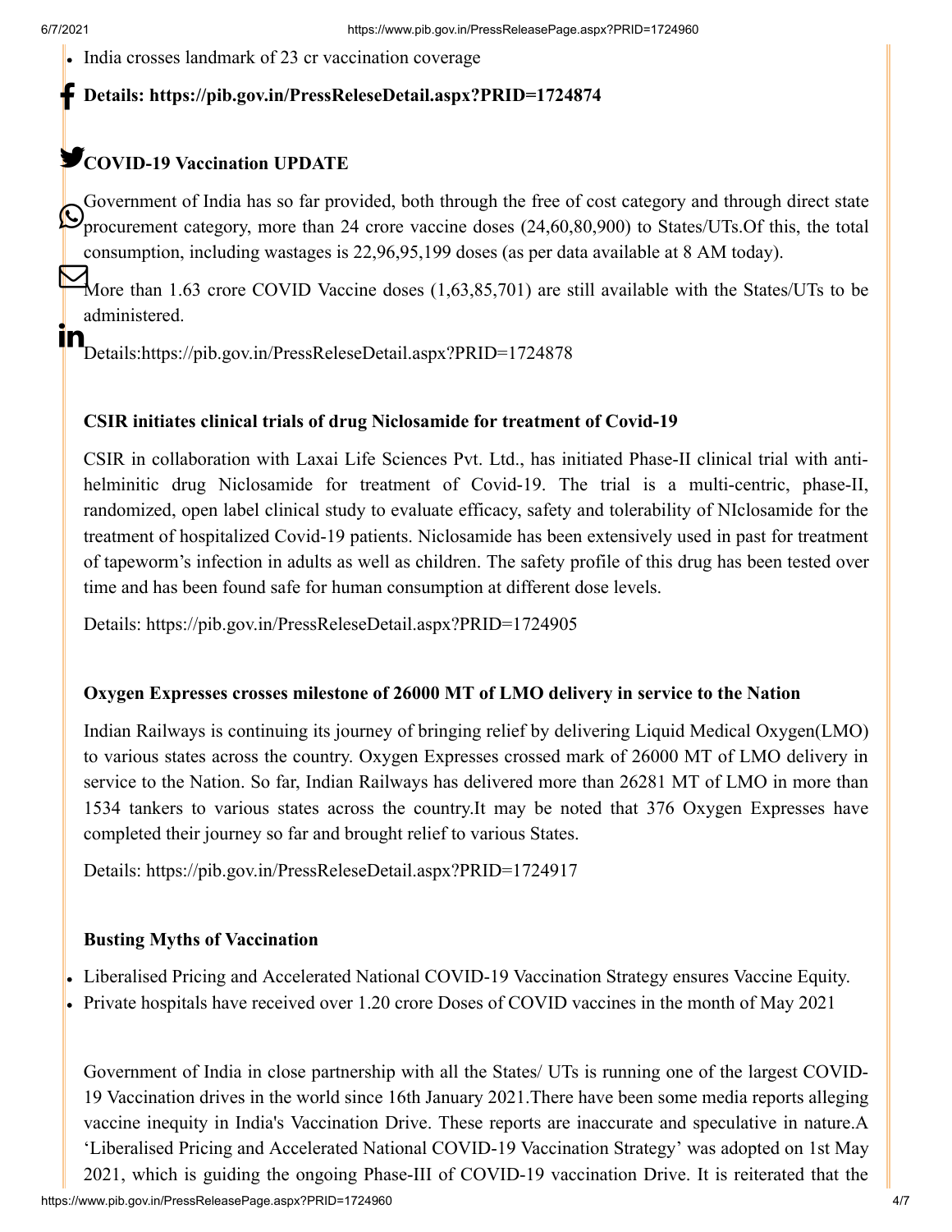- India crosses landmark of 23 cr vaccination coverage

**Details: https://pib.gov.in/PressReleseDetail.aspx?PRID=1724874**

**COVID-19 Vaccination UPDATE**

Government of India has so far provided, both through the free of cost category and through direct state procurement category, more than 24 crore vaccine doses (24,60,80,900) to States/UTs.Of this, the total consumption, including wastages is 22,96,95,199 doses (as per data available at 8 AM today).

More than 1.63 crore COVID Vaccine doses (1,63,85,701) are still available with the States/UTs to be administered.

Details:https://pib.gov.in/PressReleseDetail.aspx?PRID=1724878

**CSIR initiates clinical trials of drug Niclosamide for treatment of Covid-19**

CSIR in collaboration with Laxai Life Sciences Pvt. Ltd., has initiated Phase-II clinical trial with anti-helminitic drug Niclosamide for treatment of Covid-19. The trial is a multi-centric, phase-II, randomized, open label clinical study to evaluate efficacy, safety and tolerability of NIclosamide for the treatment of hospitalized Covid-19 patients. Niclosamide has been extensively used in past for treatment of tapeworm's infection in adults as well as children. The safety profile of this drug has been tested over time and has been found safe for human consumption at different dose levels.

Details: https://pib.gov.in/PressReleseDetail.aspx?PRID=1724905

**Oxygen Expresses crosses milestone of 26000 MT of LMO delivery in service to the Nation**

Indian Railways is continuing its journey of bringing relief by delivering Liquid Medical Oxygen(LMO) to various states across the country. Oxygen Expresses crossed mark of 26000 MT of LMO delivery in service to the Nation. So far, Indian Railways has delivered more than 26281 MT of LMO in more than 1534 tankers to various states across the country.It may be noted that 376 Oxygen Expresses have completed their journey so far and brought relief to various States.

Details: https://pib.gov.in/PressReleseDetail.aspx?PRID=1724917

**Busting Myths of Vaccination**

- Liberalised Pricing and Accelerated National COVID-19 Vaccination Strategy ensures Vaccine Equity.
- Private hospitals have received over 1.20 crore Doses of COVID vaccines in the month of May 2021

Government of India in close partnership with all the States/ UTs is running one of the largest COVID-19 Vaccination drives in the world since 16th January 2021.There have been some media reports alleging vaccine inequity in India's Vaccination Drive. These reports are inaccurate and speculative in nature.A 'Liberalised Pricing and Accelerated National COVID-19 Vaccination Strategy' was adopted on 1st May 2021, which is guiding the ongoing Phase-III of COVID-19 vaccination Drive. It is reiterated that the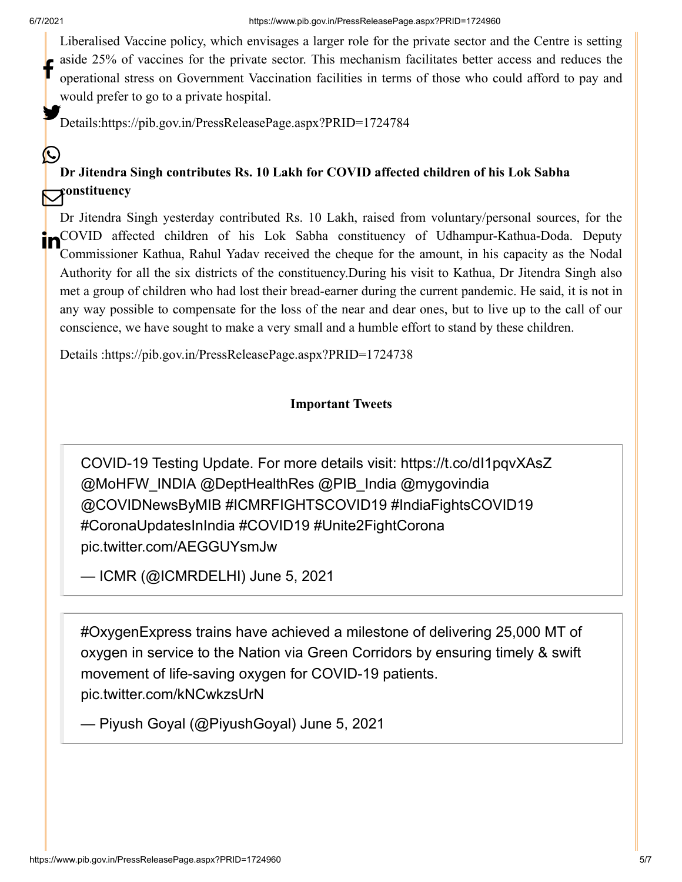Liberalised Vaccine policy, which envisages a larger role for the private sector and the Centre is setting aside 25% of vaccines for the private sector. This mechanism facilitates better access and reduces the operational stress on Government Vaccination facilities in terms of those who could afford to pay and would prefer to go to a private hospital.

Details:https://pib.gov.in/PressReleasePage.aspx?PRID=1724784

**Dr Jitendra Singh contributes Rs. 10 Lakh for COVID affected children of his Lok Sabha constituency**

Dr Jitendra Singh yesterday contributed Rs. 10 Lakh, raised from voluntary/personal sources, for the COVID affected children of his Lok Sabha constituency of Udhampur-Kathua-Doda. Deputy Commissioner Kathua, Rahul Yadav received the cheque for the amount, in his capacity as the Nodal Authority for all the six districts of the constituency.During his visit to Kathua, Dr Jitendra Singh also met a group of children who had lost their bread-earner during the current pandemic. He said, it is not in any way possible to compensate for the loss of the near and dear ones, but to live up to the call of our conscience, we have sought to make a very small and a humble effort to stand by these children.

Details :https://pib.gov.in/PressReleasePage.aspx?PRID=1724738

**Important Tweets**

> COVID-19 Testing Update. For more details visit: https://t.co/dI1pqvXAsZ @MoHFW_INDIA @DeptHealthRes @PIB_India @mygovindia @COVIDNewsByMIB #ICMRFIGHTSCOVID19 #IndiaFightsCOVID19 #CoronaUpdatesInIndia #COVID19 #Unite2FightCorona pic.twitter.com/AEGGUYsmJw
>
> — ICMR (@ICMRDELHI) June 5, 2021

> #OxygenExpress trains have achieved a milestone of delivering 25,000 MT of oxygen in service to the Nation via Green Corridors by ensuring timely & swift movement of life-saving oxygen for COVID-19 patients. pic.twitter.com/kNCwkzsUrN
>
> — Piyush Goyal (@PiyushGoyal) June 5, 2021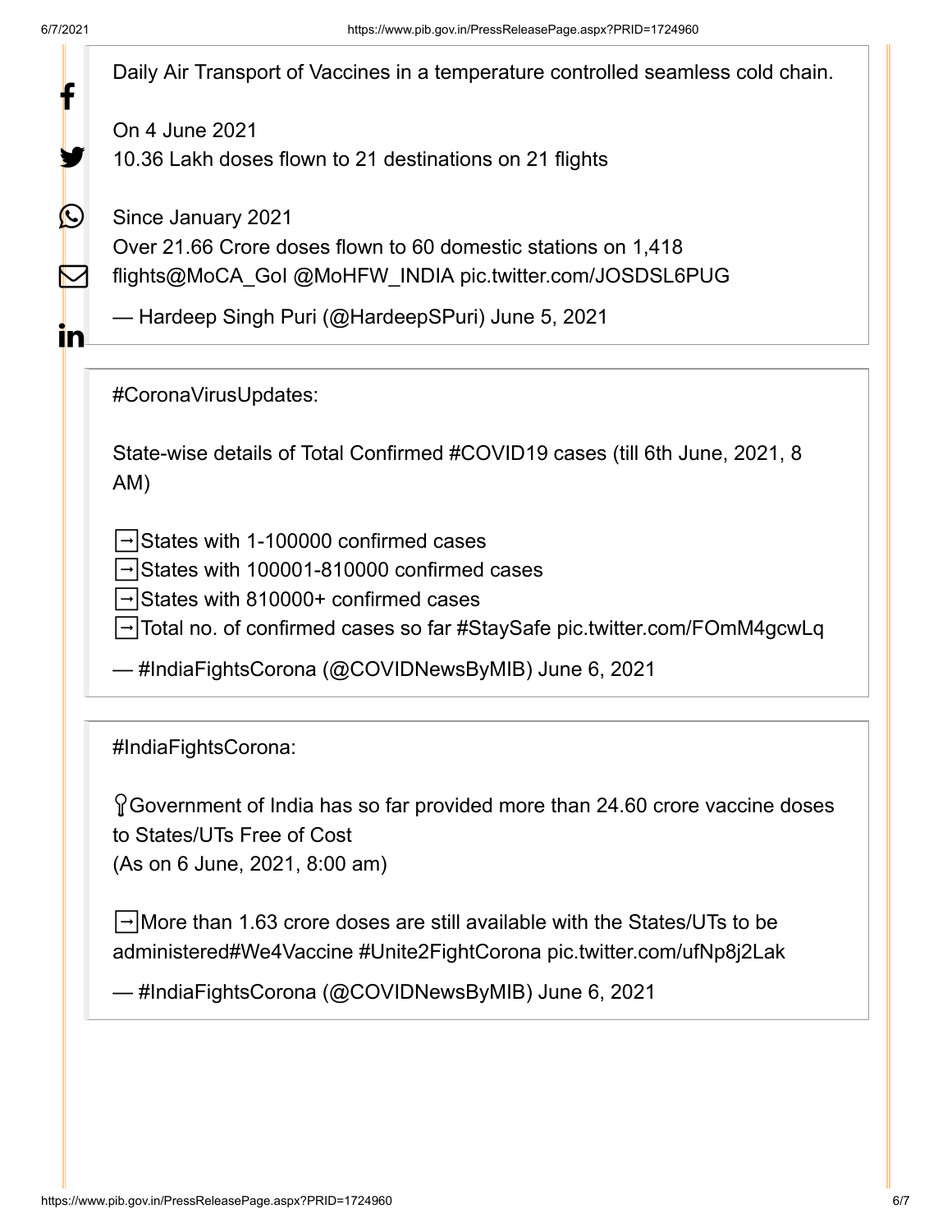Daily Air Transport of Vaccines in a temperature controlled seamless cold chain.

On 4 June 2021
10.36 Lakh doses flown to 21 destinations on 21 flights

Since January 2021
Over 21.66 Crore doses flown to 60 domestic stations on 1,418 flights@MoCA_GoI @MoHFW_INDIA pic.twitter.com/JOSDSL6PUG

— Hardeep Singh Puri (@HardeepSPuri) June 5, 2021

#CoronaVirusUpdates:

State-wise details of Total Confirmed #COVID19 cases (till 6th June, 2021, 8 AM)

➡️States with 1-100000 confirmed cases
➡️States with 100001-810000 confirmed cases
➡️States with 810000+ confirmed cases
➡️Total no. of confirmed cases so far #StaySafe pic.twitter.com/FOmM4gcwLq

— #IndiaFightsCorona (@COVIDNewsByMIB) June 6, 2021

#IndiaFightsCorona:

📍Government of India has so far provided more than 24.60 crore vaccine doses to States/UTs Free of Cost
(As on 6 June, 2021, 8:00 am)

➡️More than 1.63 crore doses are still available with the States/UTs to be administered#We4Vaccine #Unite2FightCorona pic.twitter.com/ufNp8j2Lak

— #IndiaFightsCorona (@COVIDNewsByMIB) June 6, 2021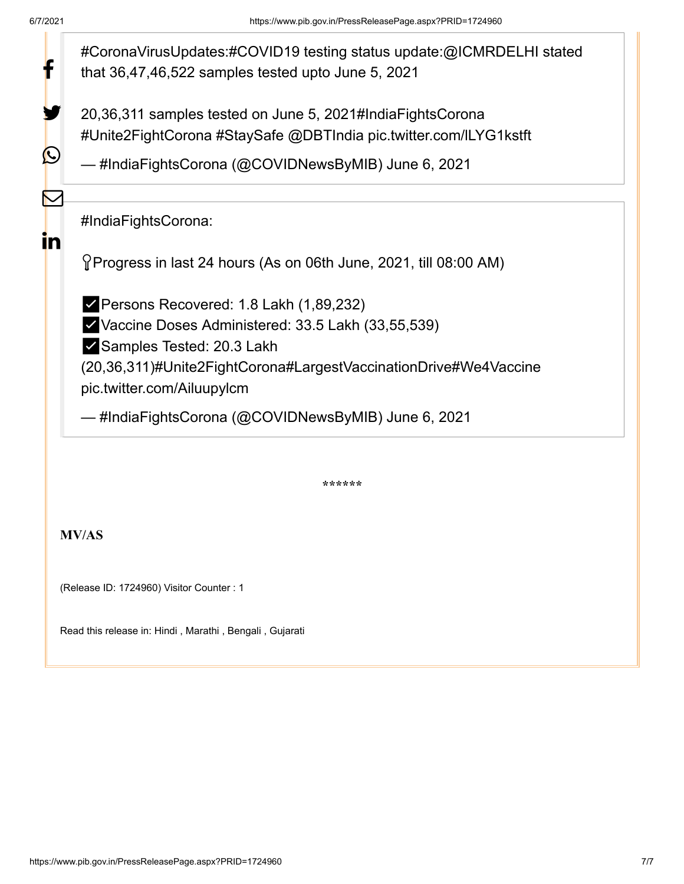#CoronaVirusUpdates:#COVID19 testing status update:@ICMRDELHI stated that 36,47,46,522 samples tested upto June 5, 2021

20,36,311 samples tested on June 5, 2021#IndiaFightsCorona #Unite2FightCorona #StaySafe @DBTIndia pic.twitter.com/lLYG1kstft

— #IndiaFightsCorona (@COVIDNewsByMIB) June 6, 2021

#IndiaFightsCorona:

📍Progress in last 24 hours (As on 06th June, 2021, till 08:00 AM)

✅Persons Recovered: 1.8 Lakh (1,89,232)
✅Vaccine Doses Administered: 33.5 Lakh (33,55,539)
✅Samples Tested: 20.3 Lakh (20,36,311)#Unite2FightCorona#LargestVaccinationDrive#We4Vaccine pic.twitter.com/Ailuupylcm

— #IndiaFightsCorona (@COVIDNewsByMIB) June 6, 2021

******

**MV/AS**

(Release ID: 1724960) Visitor Counter : 1

Read this release in: Hindi , Marathi , Bengali , Gujarati